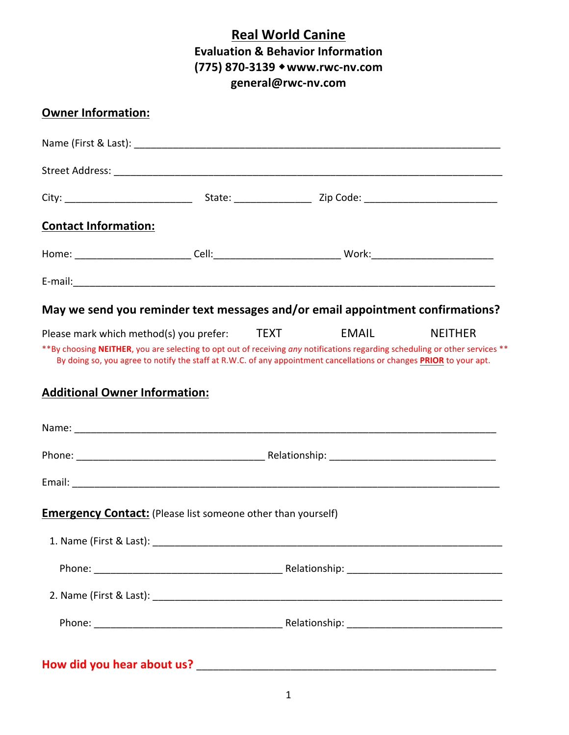# Real World Canine

**Evaluation & Behavior Information**
**(775) 870-3139 ◆ www.rwc-nv.com**
**general@rwc-nv.com**

## Owner Information:

Name (First & Last): ______________________________________________________________

Street Address: ___________________________________________________________________

City: ______________________ State: _____________ Zip Code: _______________________

## Contact Information:

Home: ____________________ Cell: _____________________ Work: _____________________

E-mail: ___________________________________________________________________________

### May we send you reminder text messages and/or email appointment confirmations?

Please mark which method(s) you prefer: TEXT EMAIL NEITHER

**By choosing **NEITHER**, you are selecting to opt out of receiving *any* notifications regarding scheduling or other services **
By doing so, you agree to notify the staff at R.W.C. of any appointment cancellations or changes **PRIOR** to your apt.

## Additional Owner Information:

Name: ____________________________________________________________________________

Phone: ________________________________ Relationship: ____________________________

Email: ____________________________________________________________________________

## Emergency Contact: (Please list someone other than yourself)

1. Name (First & Last): _______________________________________________________

   Phone: ________________________________ Relationship: ___________________________

2. Name (First & Last): _______________________________________________________

   Phone: ________________________________ Relationship: ___________________________

**How did you hear about us?** ____________________________________________________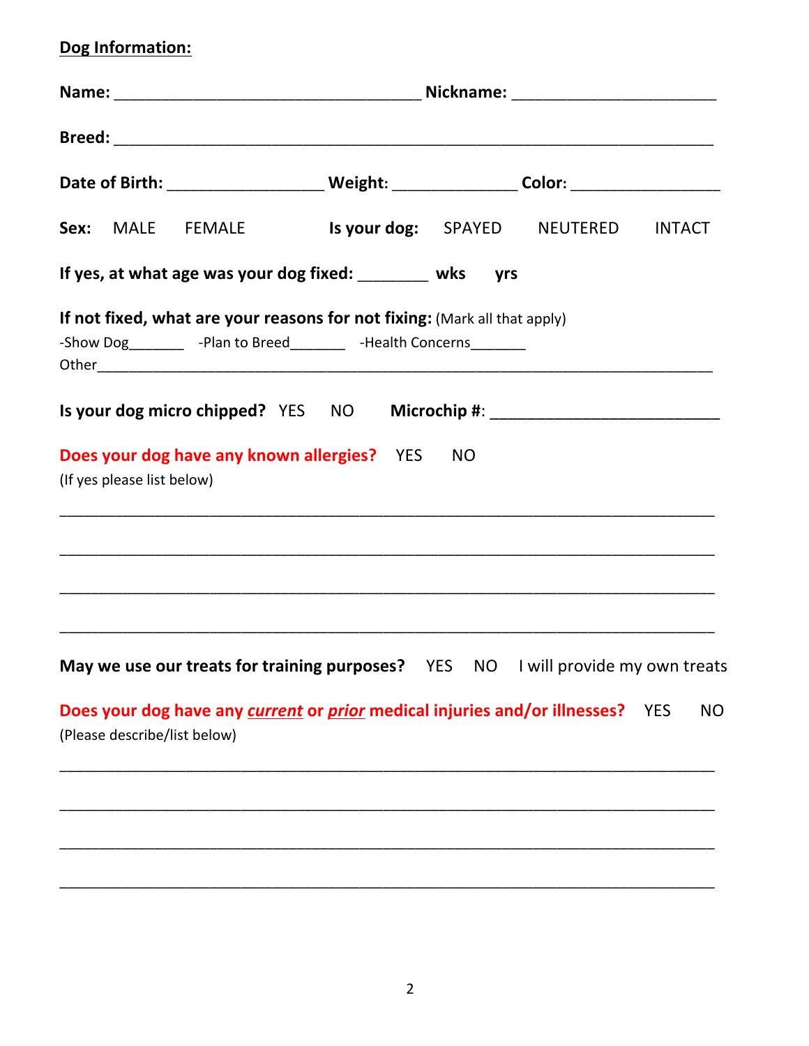**Dog Information:**

**Name:** ___________________________________ **Nickname:** _______________________

**Breed:** ____________________________________________________________________

**Date of Birth:** _________________ **Weight:** ______________ **Color:** _________________

**Sex:** MALE FEMALE **Is your dog:** SPAYED NEUTERED INTACT

**If yes, at what age was your dog fixed:** ________ **wks** **yrs**

**If not fixed, what are your reasons for not fixing:** (Mark all that apply)

-Show Dog_______ -Plan to Breed_______ -Health Concerns_______

Other_____________________________________________________________________________

**Is your dog micro chipped?** YES NO **Microchip #**: __________________________

**Does your dog have any known allergies?** YES NO

(If yes please list below)

___________________________________________________________________________

___________________________________________________________________________

___________________________________________________________________________

___________________________________________________________________________

**May we use our treats for training purposes?** YES NO I will provide my own treats

**Does your dog have any *current* or *prior* medical injuries and/or illnesses?** YES NO

(Please describe/list below)

___________________________________________________________________________

___________________________________________________________________________

___________________________________________________________________________

___________________________________________________________________________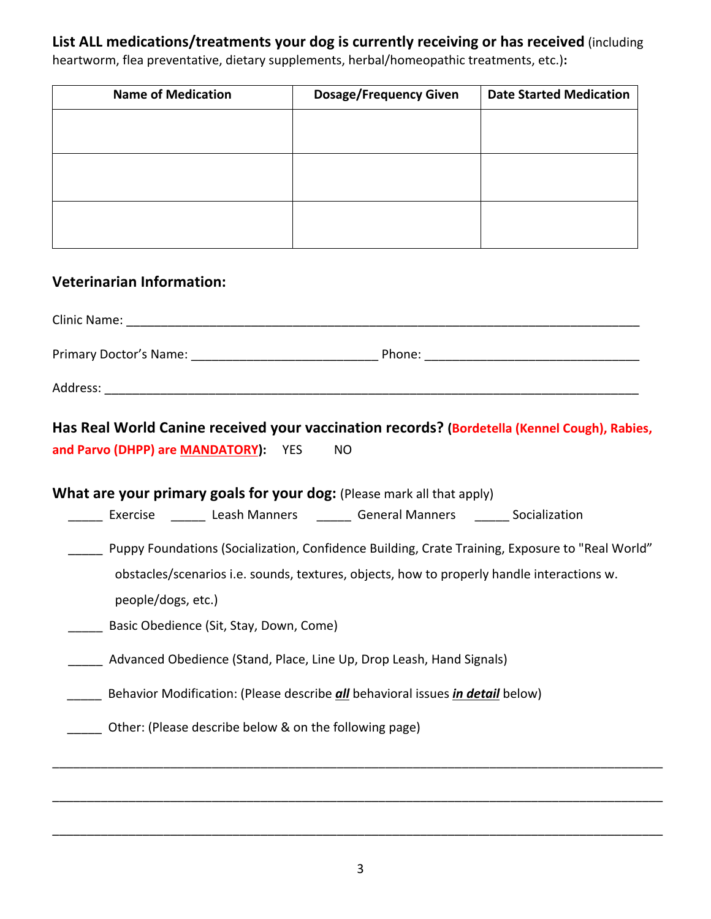**List ALL medications/treatments your dog is currently receiving or has received** (including heartworm, flea preventative, dietary supplements, herbal/homeopathic treatments, etc.)**:**

| Name of Medication | Dosage/Frequency Given | Date Started Medication |
|---|---|---|
| | | |
| | | |
| | | |

## Veterinarian Information:

Clinic Name: ___________________________________________________________________________

Primary Doctor's Name: ___________________________ Phone: _______________________________

Address: _______________________________________________________________________________

**Has Real World Canine received your vaccination records? (Bordetella (Kennel Cough), Rabies, and Parvo (DHPP) are MANDATORY):** YES NO

**What are your primary goals for your dog:** (Please mark all that apply)

_____ Exercise _____ Leash Manners _____ General Manners _____ Socialization

_____ Puppy Foundations (Socialization, Confidence Building, Crate Training, Exposure to "Real World" obstacles/scenarios i.e. sounds, textures, objects, how to properly handle interactions w. people/dogs, etc.)

_____ Basic Obedience (Sit, Stay, Down, Come)

_____ Advanced Obedience (Stand, Place, Line Up, Drop Leash, Hand Signals)

_____ Behavior Modification: (Please describe ***all*** behavioral issues ***in detail*** below)

_____ Other: (Please describe below & on the following page)

_______________________________________________________________________________________

_______________________________________________________________________________________

_______________________________________________________________________________________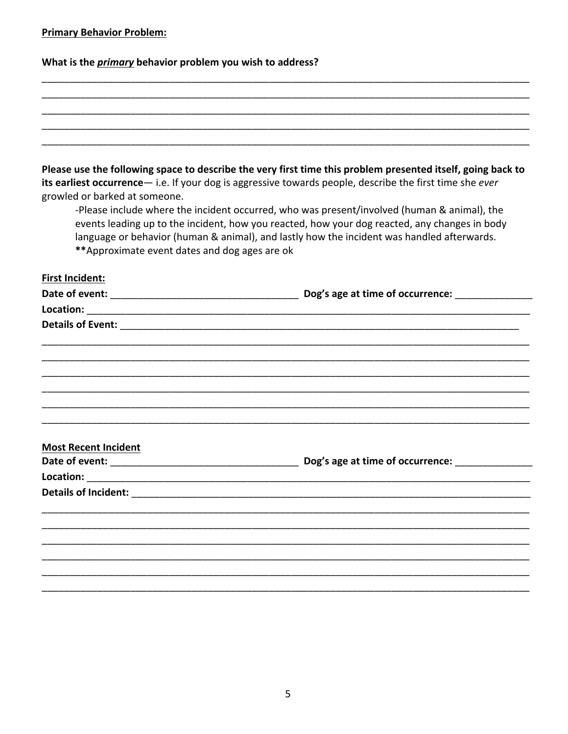**<u>Primary Behavior Problem:</u>**

**What is the <u>*primary*</u> behavior problem you wish to address?**

_____________________________________________________________________________________

_____________________________________________________________________________________

_____________________________________________________________________________________

_____________________________________________________________________________________

_____________________________________________________________________________________

**Please use the following space to describe the very first time this problem presented itself, going back to its earliest occurrence**— i.e. If your dog is aggressive towards people, describe the first time she *ever* growled or barked at someone.

> -Please include where the incident occurred, who was present/involved (human & animal), the events leading up to the incident, how you reacted, how your dog reacted, any changes in body language or behavior (human & animal), and lastly how the incident was handled afterwards.
>
> **Approximate event dates and dog ages are ok

**<u>First Incident:</u>**

**Date of event:** __________________________________ **Dog's age at time of occurrence:** ______________

**Location:** _____________________________________________________________________________

**Details of Event:** _______________________________________________________________________

_____________________________________________________________________________________

_____________________________________________________________________________________

_____________________________________________________________________________________

_____________________________________________________________________________________

_____________________________________________________________________________________

_____________________________________________________________________________________

**<u>Most Recent Incident</u>**

**Date of event:** __________________________________ **Dog's age at time of occurrence:** ______________

**Location:** _____________________________________________________________________________

**Details of Incident:** _____________________________________________________________________

_____________________________________________________________________________________

_____________________________________________________________________________________

_____________________________________________________________________________________

_____________________________________________________________________________________

_____________________________________________________________________________________

_____________________________________________________________________________________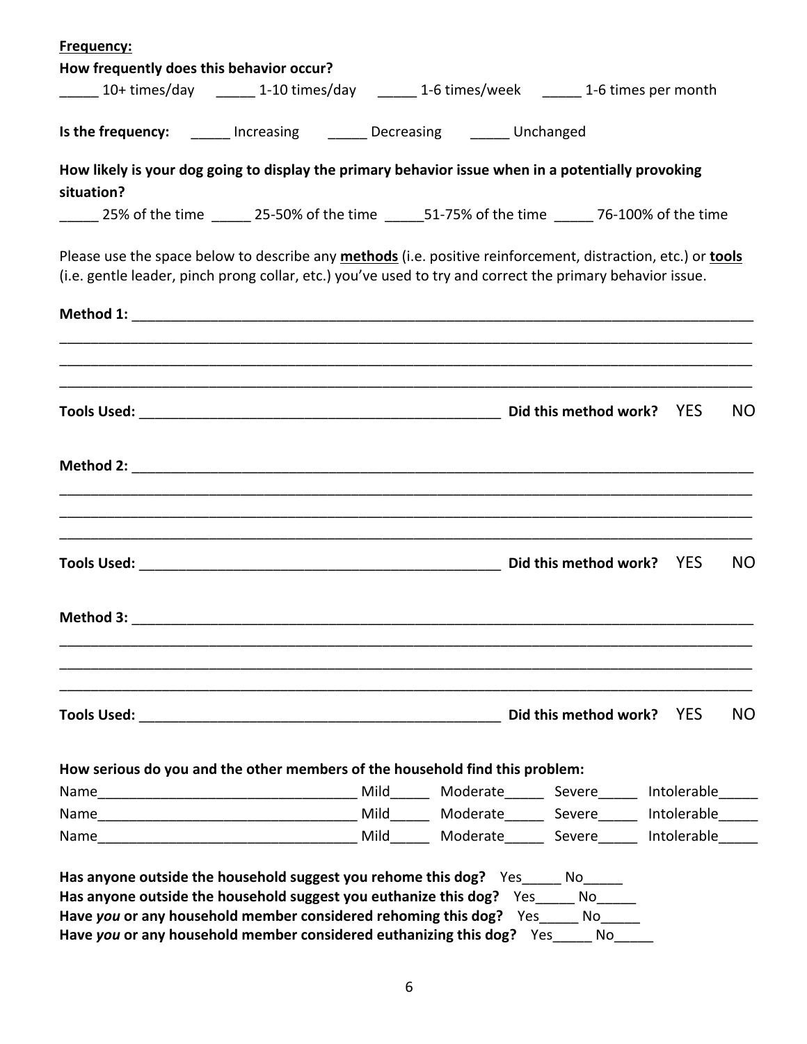**<u>Frequency:</u>**

**How frequently does this behavior occur?**

_____ 10+ times/day _____ 1-10 times/day _____ 1-6 times/week _____ 1-6 times per month

**Is the frequency:** _____ Increasing _____ Decreasing _____ Unchanged

**How likely is your dog going to display the primary behavior issue when in a potentially provoking situation?**

_____ 25% of the time _____ 25-50% of the time _____51-75% of the time _____ 76-100% of the time

Please use the space below to describe any **<u>methods</u>** (i.e. positive reinforcement, distraction, etc.) or **<u>tools</u>** (i.e. gentle leader, pinch prong collar, etc.) you've used to try and correct the primary behavior issue.

**Method 1:** ______________________________________________________________________________

______________________________________________________________________________________

______________________________________________________________________________________

______________________________________________________________________________________

**Tools Used:** _____________________________________________ **Did this method work?** YES NO

**Method 2:** ______________________________________________________________________________

______________________________________________________________________________________

______________________________________________________________________________________

______________________________________________________________________________________

**Tools Used:** _____________________________________________ **Did this method work?** YES NO

**Method 3:** ______________________________________________________________________________

______________________________________________________________________________________

______________________________________________________________________________________

______________________________________________________________________________________

**Tools Used:** _____________________________________________ **Did this method work?** YES NO

**How serious do you and the other members of the household find this problem:**

Name________________________________ Mild_____ Moderate_____ Severe_____ Intolerable_____

Name________________________________ Mild_____ Moderate_____ Severe_____ Intolerable_____

Name________________________________ Mild_____ Moderate_____ Severe_____ Intolerable_____

**Has anyone outside the household suggest you rehome this dog?** Yes_____ No_____

**Has anyone outside the household suggest you euthanize this dog?** Yes_____ No_____

**Have *you* or any household member considered rehoming this dog?** Yes_____ No_____

**Have *you* or any household member considered euthanizing this dog?** Yes_____ No_____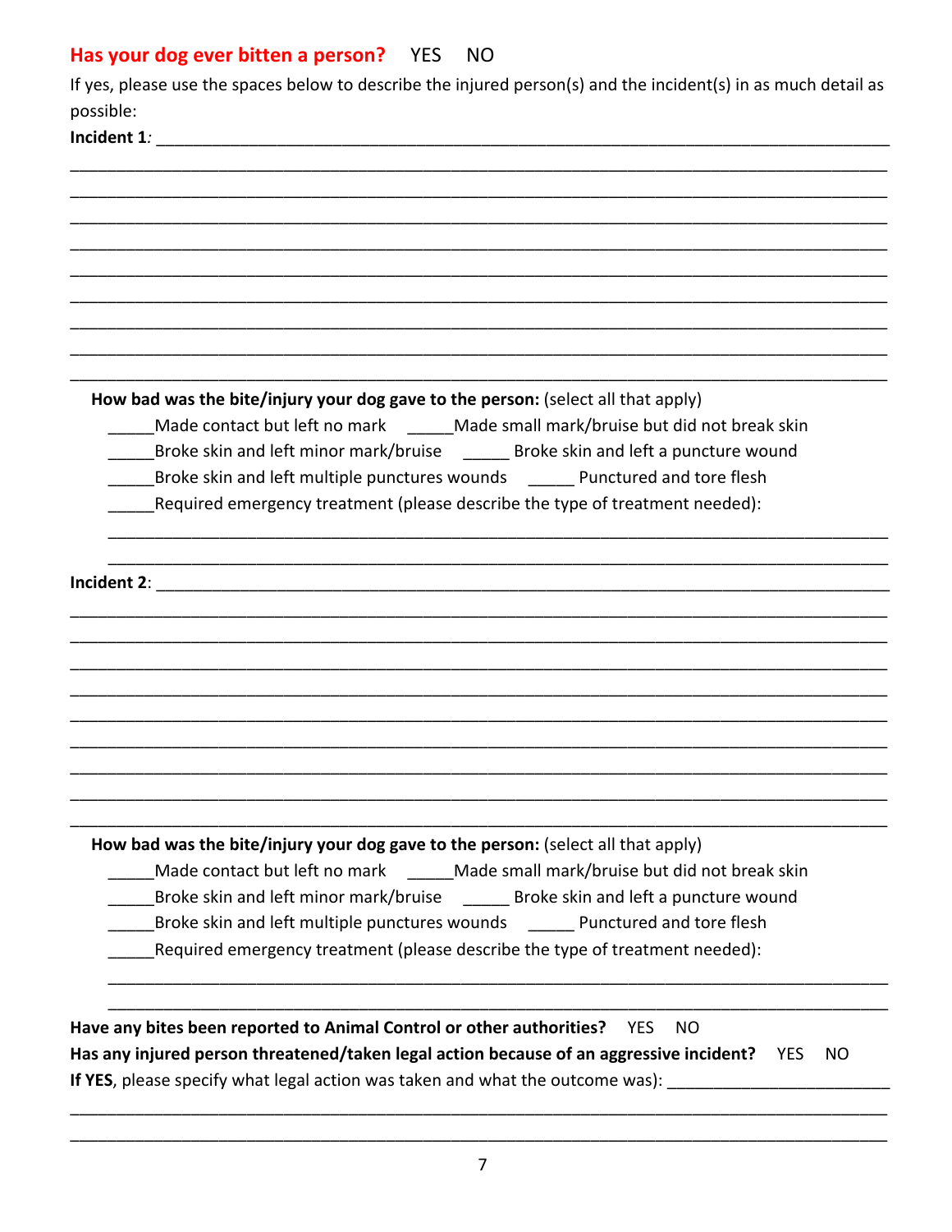**Has your dog ever bitten a person?** YES NO

If yes, please use the spaces below to describe the injured person(s) and the incident(s) in as much detail as possible:

**Incident 1**: ____________________________________________________________________________

______________________________________________________________________________________

______________________________________________________________________________________

______________________________________________________________________________________

______________________________________________________________________________________

______________________________________________________________________________________

______________________________________________________________________________________

______________________________________________________________________________________

______________________________________________________________________________________

______________________________________________________________________________________

**How bad was the bite/injury your dog gave to the person:** (select all that apply)

_____Made contact but left no mark _____Made small mark/bruise but did not break skin

_____Broke skin and left minor mark/bruise _____ Broke skin and left a puncture wound

_____Broke skin and left multiple punctures wounds _____ Punctured and tore flesh

_____Required emergency treatment (please describe the type of treatment needed):

______________________________________________________________________________________

______________________________________________________________________________________

**Incident 2**: ____________________________________________________________________________

______________________________________________________________________________________

______________________________________________________________________________________

______________________________________________________________________________________

______________________________________________________________________________________

______________________________________________________________________________________

______________________________________________________________________________________

______________________________________________________________________________________

______________________________________________________________________________________

______________________________________________________________________________________

**How bad was the bite/injury your dog gave to the person:** (select all that apply)

_____Made contact but left no mark _____Made small mark/bruise but did not break skin

_____Broke skin and left minor mark/bruise _____ Broke skin and left a puncture wound

_____Broke skin and left multiple punctures wounds _____ Punctured and tore flesh

_____Required emergency treatment (please describe the type of treatment needed):

______________________________________________________________________________________

______________________________________________________________________________________

**Have any bites been reported to Animal Control or other authorities?** YES NO

**Has any injured person threatened/taken legal action because of an aggressive incident?** YES NO

**If YES**, please specify what legal action was taken and what the outcome was): _______________________

______________________________________________________________________________________

______________________________________________________________________________________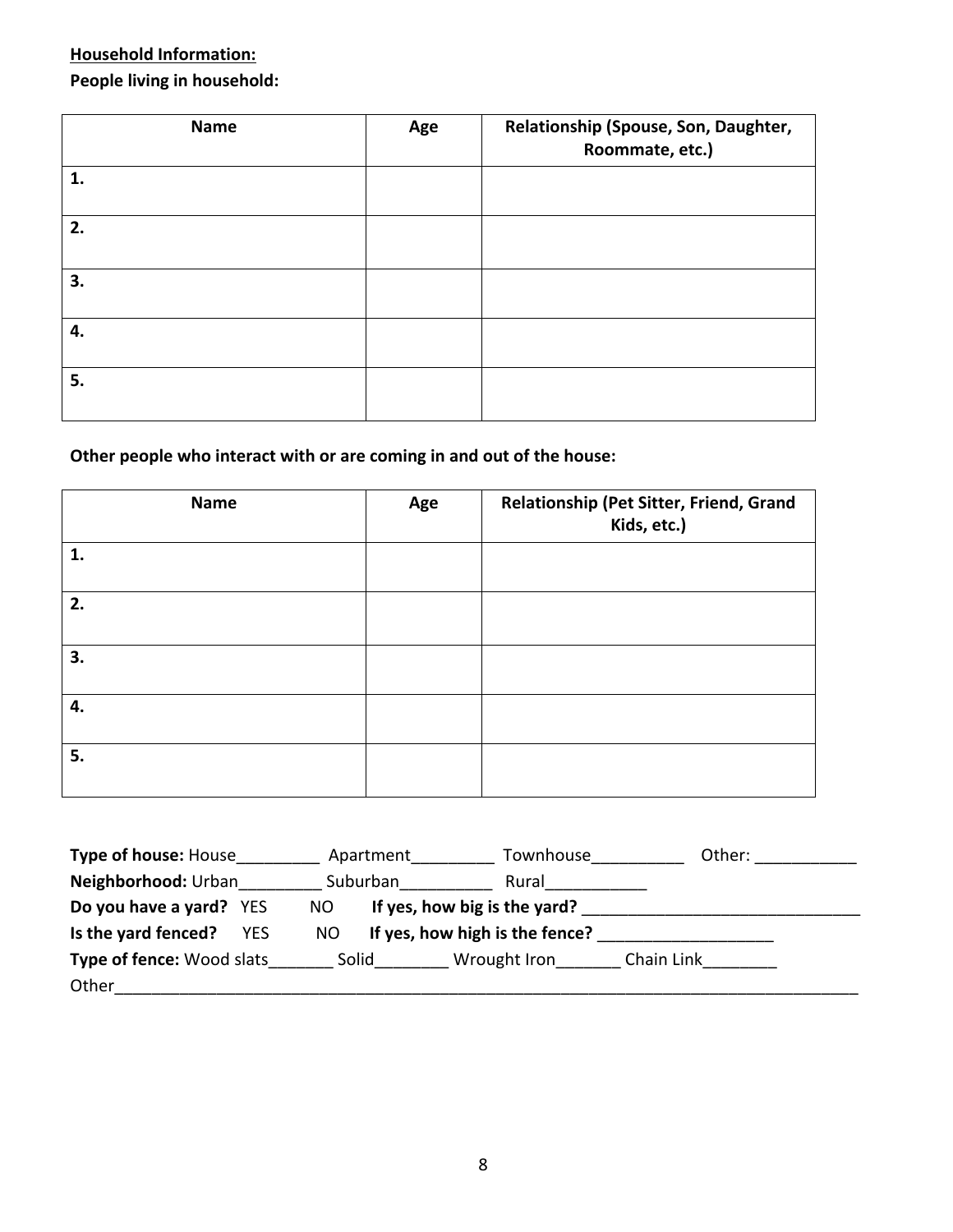**Household Information:**

**People living in household:**

| Name | Age | Relationship (Spouse, Son, Daughter, Roommate, etc.) |
|---|---|---|
| 1. | | |
| 2. | | |
| 3. | | |
| 4. | | |
| 5. | | |

**Other people who interact with or are coming in and out of the house:**

| Name | Age | Relationship (Pet Sitter, Friend, Grand Kids, etc.) |
|---|---|---|
| 1. | | |
| 2. | | |
| 3. | | |
| 4. | | |
| 5. | | |

**Type of house:** House_________ Apartment_________ Townhouse__________ Other: ___________

**Neighborhood:** Urban_________ Suburban__________ Rural___________

**Do you have a yard?** YES NO **If yes, how big is the yard?** ______________________________

**Is the yard fenced?** YES NO **If yes, how high is the fence?** ___________________

**Type of fence:** Wood slats_______ Solid________ Wrought Iron_______ Chain Link________

Other_____________________________________________________________________________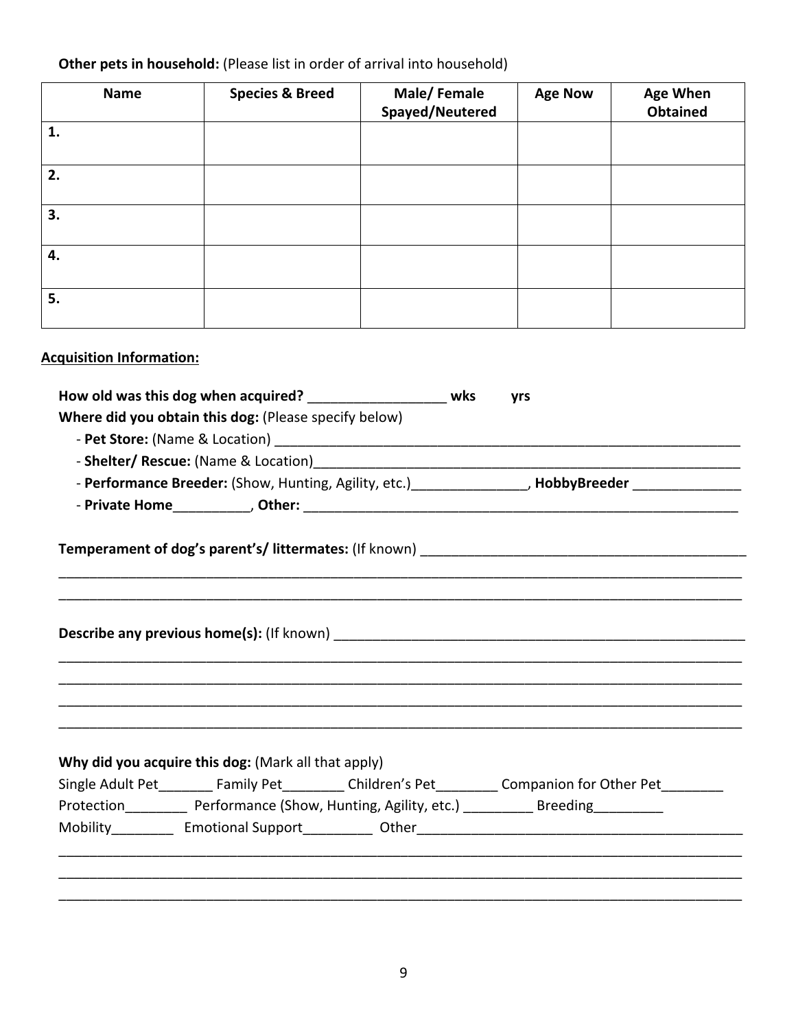**Other pets in household:** (Please list in order of arrival into household)

| Name | Species & Breed | Male/ Female Spayed/Neutered | Age Now | Age When Obtained |
|---|---|---|---|---|
| 1. | | | | |
| 2. | | | | |
| 3. | | | | |
| 4. | | | | |
| 5. | | | | |

**Acquisition Information:**

**How old was this dog when acquired?** __________________ **wks** **yrs**

**Where did you obtain this dog:** (Please specify below)

- **Pet Store:** (Name & Location) ______________________________________________________________
- **Shelter/ Rescue:** (Name & Location)__________________________________________________________
- **Performance Breeder:** (Show, Hunting, Agility, etc.)_______________, **HobbyBreeder** ______________
- **Private Home**__________, **Other:** __________________________________________________________

**Temperament of dog's parent's/ littermates:** (If known) ___________________________________________

______________________________________________________________________________________________

______________________________________________________________________________________________

**Describe any previous home(s):** (If known) _____________________________________________________

______________________________________________________________________________________________

______________________________________________________________________________________________

______________________________________________________________________________________________

______________________________________________________________________________________________

**Why did you acquire this dog:** (Mark all that apply)

Single Adult Pet_______ Family Pet________ Children's Pet________ Companion for Other Pet________

Protection________ Performance (Show, Hunting, Agility, etc.) _________ Breeding_________

Mobility________ Emotional Support_________ Other____________________________________________

______________________________________________________________________________________________

______________________________________________________________________________________________

______________________________________________________________________________________________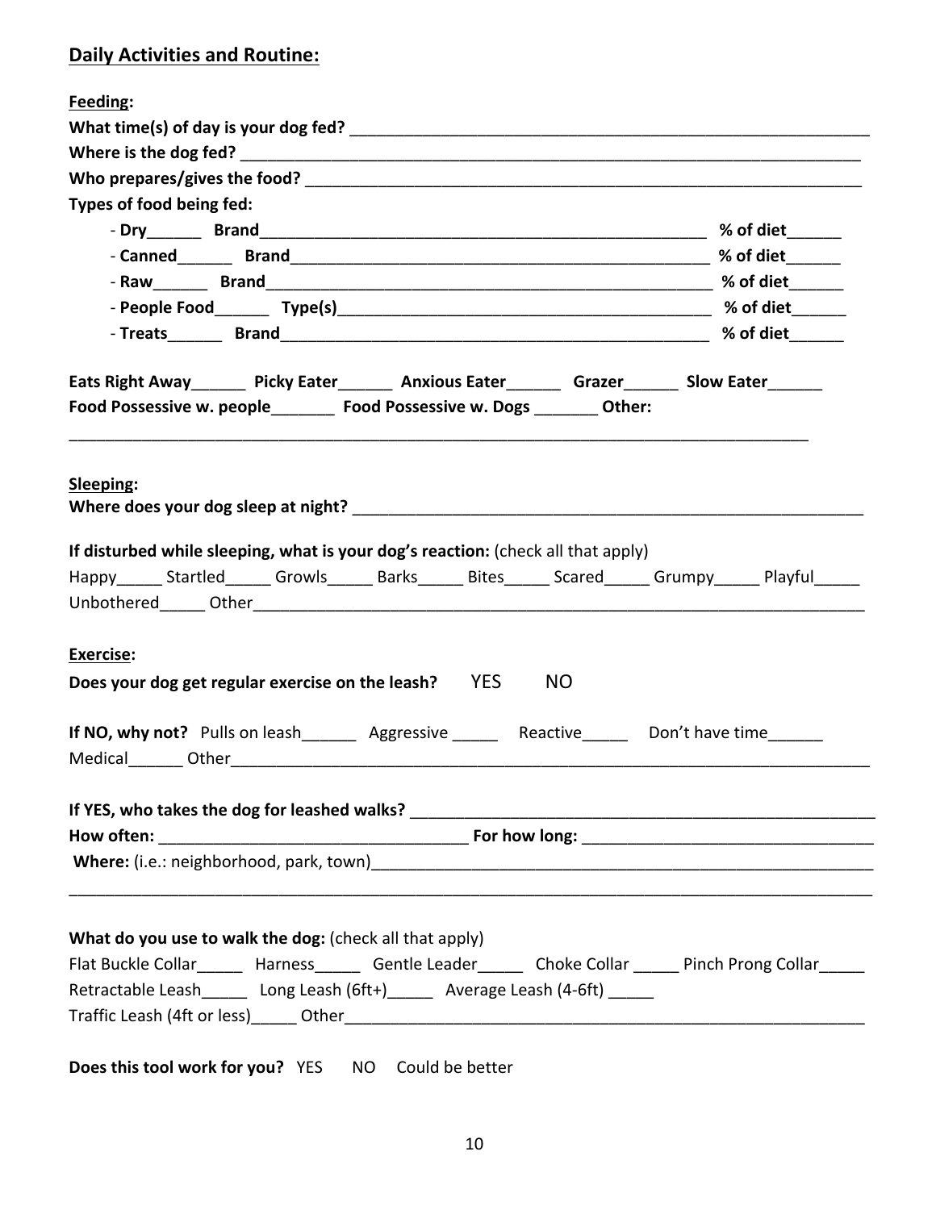## Daily Activities and Routine:

**Feeding:**

**What time(s) of day is your dog fed?** ___________________________________________________________

**Where is the dog fed?** ___________________________________________________________________

**Who prepares/gives the food?** ____________________________________________________________

**Types of food being fed:**

- **Dry**______ **Brand**__________________________________________________ **% of diet**______
- **Canned**______ **Brand**_______________________________________________ **% of diet**______
- **Raw**______ **Brand**__________________________________________________ **% of diet**______
- **People Food**______ **Type(s)**________________________________________ **% of diet**______
- **Treats**______ **Brand**_______________________________________________ **% of diet**______

**Eats Right Away**______ **Picky Eater**______ **Anxious Eater**______ **Grazer**______ **Slow Eater**______

**Food Possessive w. people**_______ **Food Possessive w. Dogs** _______ **Other:**

_____________________________________________________________________________________

**Sleeping:**

**Where does your dog sleep at night?** ________________________________________________________

**If disturbed while sleeping, what is your dog's reaction:** (check all that apply)

Happy_____ Startled_____ Growls_____ Barks_____ Bites_____ Scared_____ Grumpy_____ Playful_____

Unbothered_____ Other___________________________________________________________________

**Exercise:**

**Does your dog get regular exercise on the leash?** YES NO

**If NO, why not?** Pulls on leash______ Aggressive _____ Reactive_____ Don't have time______

Medical______ Other______________________________________________________________________

**If YES, who takes the dog for leashed walks?** _________________________________________________

**How often:** ________________________________ **For how long:** _______________________________

**Where:** (i.e.: neighborhood, park, town)_____________________________________________________

_____________________________________________________________________________________

**What do you use to walk the dog:** (check all that apply)

Flat Buckle Collar_____ Harness_____ Gentle Leader_____ Choke Collar _____ Pinch Prong Collar_____

Retractable Leash_____ Long Leash (6ft+)_____ Average Leash (4-6ft) _____

Traffic Leash (4ft or less)_____ Other___________________________________________________________

**Does this tool work for you?** YES NO Could be better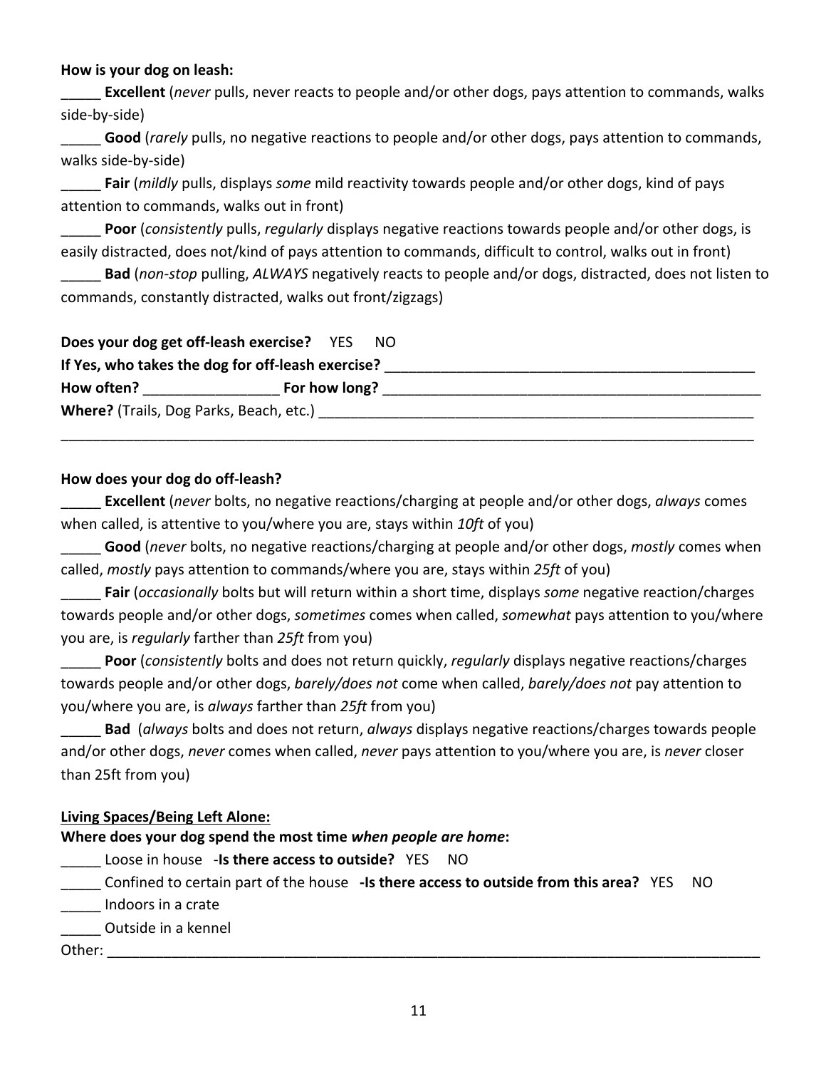**How is your dog on leash:**

_____ **Excellent** (*never* pulls, never reacts to people and/or other dogs, pays attention to commands, walks side-by-side)

_____ **Good** (*rarely* pulls, no negative reactions to people and/or other dogs, pays attention to commands, walks side-by-side)

_____ **Fair** (*mildly* pulls, displays *some* mild reactivity towards people and/or other dogs, kind of pays attention to commands, walks out in front)

_____ **Poor** (*consistently* pulls, *regularly* displays negative reactions towards people and/or other dogs, is easily distracted, does not/kind of pays attention to commands, difficult to control, walks out in front)

_____ **Bad** (*non-stop* pulling, *ALWAYS* negatively reacts to people and/or dogs, distracted, does not listen to commands, constantly distracted, walks out front/zigzags)

**Does your dog get off-leash exercise?** YES NO

**If Yes, who takes the dog for off-leash exercise?** ________________________________________________

**How often?** _________________ **For how long?** __________________________________________________

**Where?** (Trails, Dog Parks, Beach, etc.) _________________________________________________________

_____________________________________________________________________________________________

**How does your dog do off-leash?**

_____ **Excellent** (*never* bolts, no negative reactions/charging at people and/or other dogs, *always* comes when called, is attentive to you/where you are, stays within *10ft* of you)

_____ **Good** (*never* bolts, no negative reactions/charging at people and/or other dogs, *mostly* comes when called, *mostly* pays attention to commands/where you are, stays within *25ft* of you)

_____ **Fair** (*occasionally* bolts but will return within a short time, displays *some* negative reaction/charges towards people and/or other dogs, *sometimes* comes when called, *somewhat* pays attention to you/where you are, is *regularly* farther than *25ft* from you)

_____ **Poor** (*consistently* bolts and does not return quickly, *regularly* displays negative reactions/charges towards people and/or other dogs, *barely/does not* come when called, *barely/does not* pay attention to you/where you are, is *always* farther than *25ft* from you)

_____ **Bad** (*always* bolts and does not return, *always* displays negative reactions/charges towards people and/or other dogs, *never* comes when called, *never* pays attention to you/where you are, is *never* closer than 25ft from you)

**Living Spaces/Being Left Alone:**

**Where does your dog spend the most time *when people are home*:**

_____ Loose in house -**Is there access to outside?** YES NO

_____ Confined to certain part of the house **-Is there access to outside from this area?** YES NO

_____ Indoors in a crate

_____ Outside in a kennel

Other: ___________________________________________________________________________________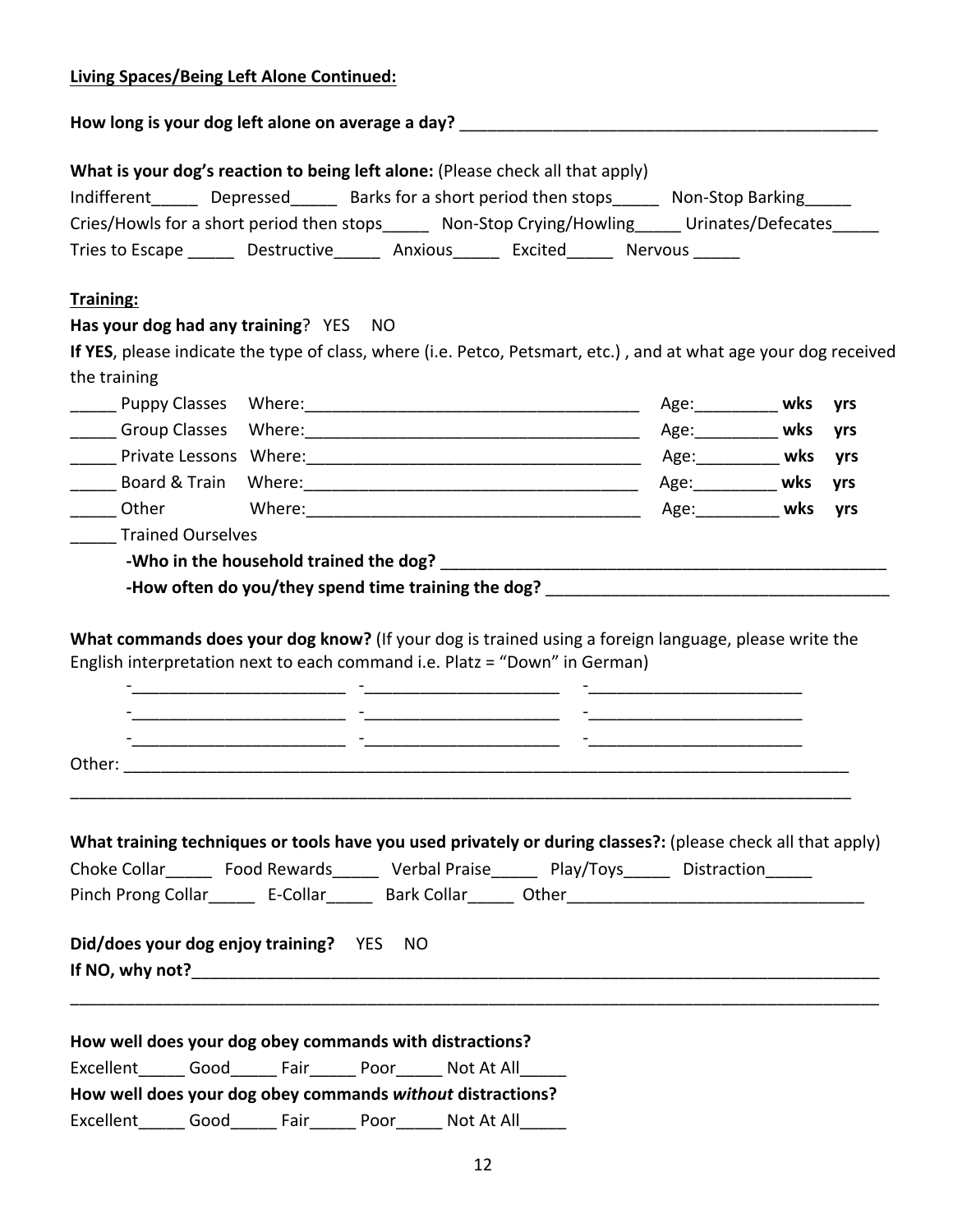**Living Spaces/Being Left Alone Continued:**

**How long is your dog left alone on average a day?** ______________________________________________

**What is your dog's reaction to being left alone:** (Please check all that apply)

Indifferent_____ Depressed_____ Barks for a short period then stops_____ Non-Stop Barking_____
Cries/Howls for a short period then stops_____ Non-Stop Crying/Howling_____ Urinates/Defecates_____
Tries to Escape _____ Destructive_____ Anxious_____ Excited_____ Nervous _____

**Training:**

**Has your dog had any training**? YES NO

**If YES**, please indicate the type of class, where (i.e. Petco, Petsmart, etc.) , and at what age your dog received the training

_____ Puppy Classes Where:____________________________________ Age:_________ **wks yrs**
_____ Group Classes Where:____________________________________ Age:_________ **wks yrs**
_____ Private Lessons Where:____________________________________ Age:_________ **wks yrs**
_____ Board & Train Where:____________________________________ Age:_________ **wks yrs**
_____ Other Where:____________________________________ Age:_________ **wks yrs**
_____ Trained Ourselves

**-Who in the household trained the dog?** __________________________________________________

**-How often do you/they spend time training the dog?** ____________________________________

**What commands does your dog know?** (If your dog is trained using a foreign language, please write the English interpretation next to each command i.e. Platz = "Down" in German)

-_______________________ -_____________________ -_______________________
-_______________________ -_____________________ -_______________________
-_______________________ -_____________________ -_______________________

Other: _________________________________________________________________________________
_______________________________________________________________________________________

**What training techniques or tools have you used privately or during classes?:** (please check all that apply)

Choke Collar_____ Food Rewards_____ Verbal Praise_____ Play/Toys_____ Distraction_____
Pinch Prong Collar_____ E-Collar_____ Bark Collar_____ Other________________________________

**Did/does your dog enjoy training?** YES NO

**If NO, why not?**____________________________________________________________________________
_______________________________________________________________________________________

**How well does your dog obey commands with distractions?**

Excellent_____ Good_____ Fair_____ Poor_____ Not At All_____

**How well does your dog obey commands *without* distractions?**

Excellent_____ Good_____ Fair_____ Poor_____ Not At All_____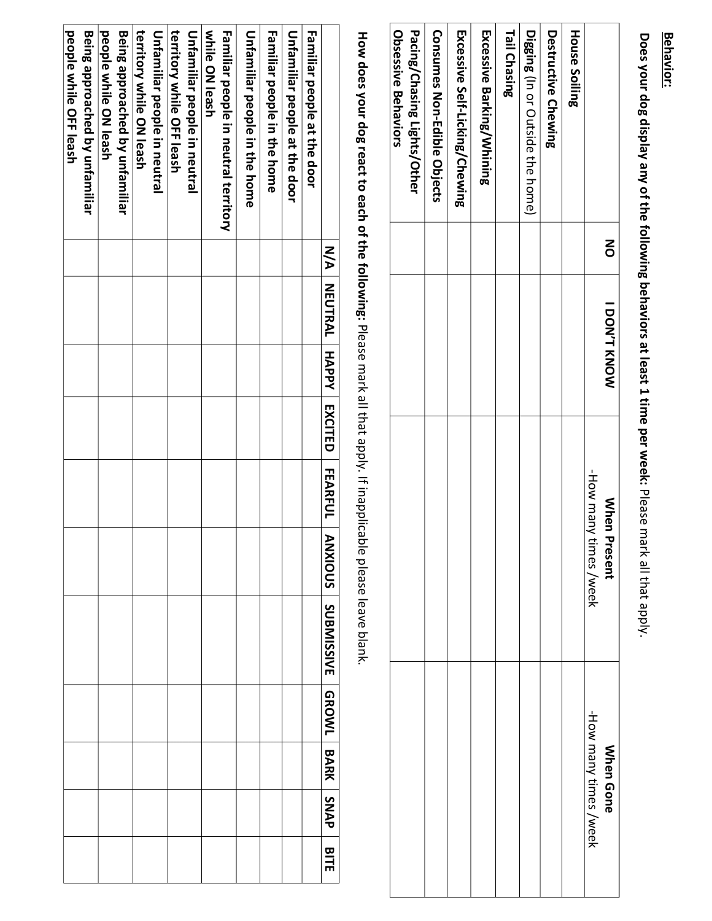**Behavior:**

**Does your dog display any of the following behaviors at least 1 time per week:** Please mark all that apply.

| | NO | I DON'T KNOW | When Present -How many times /week | When Gone -How many times /week |
|---|---|---|---|---|
| **House Soiling** | | | | |
| **Destructive Chewing** | | | | |
| **Digging** (In or Outside the home) | | | | |
| **Tail Chasing** | | | | |
| **Excessive Barking/Whining** | | | | |
| **Excessive Self-Licking/Chewing** | | | | |
| **Consumes Non-Edible Objects** | | | | |
| **Pacing/Chasing Lights/Other Obsessive Behaviors** | | | | |

**How does your dog react to each of the following:** Please mark all that apply. If inapplicable please leave blank.

| | N/A | NEUTRAL | HAPPY | EXCITED | FEARFUL | ANXIOUS | SUBMISSIVE | GROWL | BARK | SNAP | BITE |
|---|---|---|---|---|---|---|---|---|---|---|---|
| **Familiar people at the door** | | | | | | | | | | | |
| **Unfamiliar people at the door** | | | | | | | | | | | |
| **Familiar people in the home** | | | | | | | | | | | |
| **Unfamiliar people in the home** | | | | | | | | | | | |
| **Familiar people in neutral territory while ON leash** | | | | | | | | | | | |
| **Unfamiliar people in neutral territory while OFF leash** | | | | | | | | | | | |
| **Unfamiliar people in neutral territory while ON leash** | | | | | | | | | | | |
| **Being approached by unfamiliar people while ON leash** | | | | | | | | | | | |
| **Being approached by unfamiliar people while OFF leash** | | | | | | | | | | | |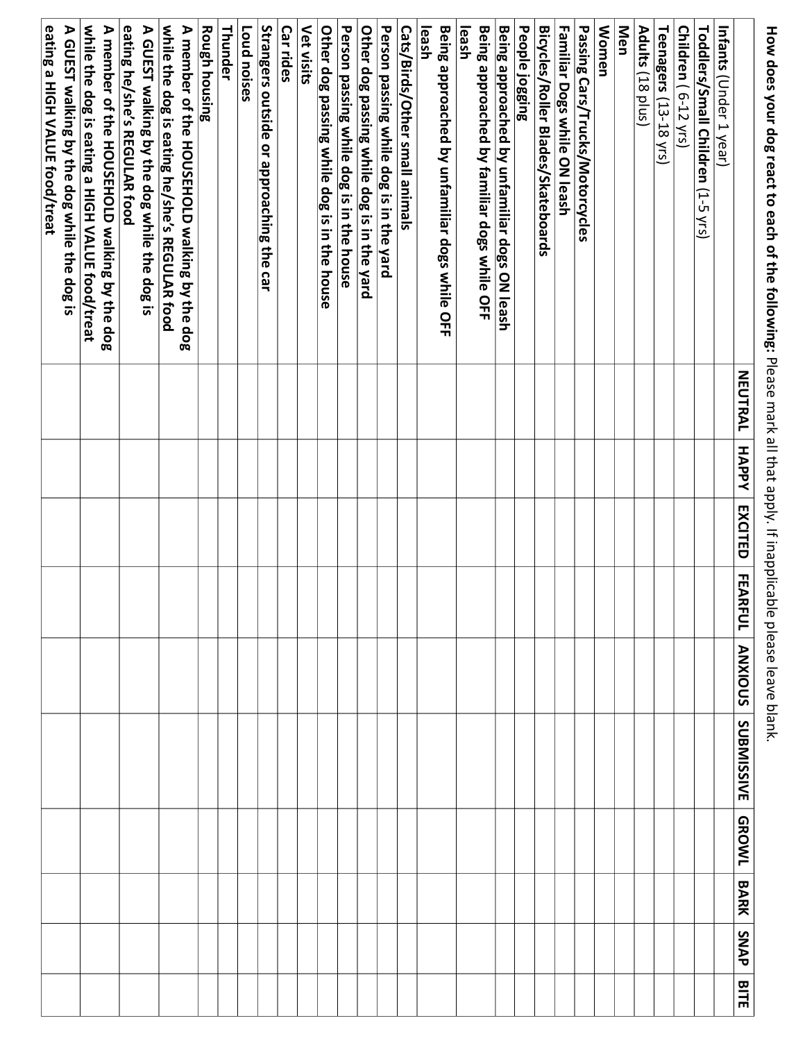**How does your dog react to each of the following:** Please mark all that apply. If inapplicable please leave blank.

| | NEUTRAL | HAPPY | EXCITED | FEARFUL | ANXIOUS | SUBMISSIVE | GROWL | BARK | SNAP | BITE |
|---|---|---|---|---|---|---|---|---|---|---|
| **Infants** (Under 1 year) | | | | | | | | | | |
| **Toddlers/Small Children** (1-5 yrs) | | | | | | | | | | |
| **Children** ( 6-12 yrs) | | | | | | | | | | |
| **Teenagers** (13-18 yrs) | | | | | | | | | | |
| **Adults** (18 plus) | | | | | | | | | | |
| **Men** | | | | | | | | | | |
| **Women** | | | | | | | | | | |
| **Passing Cars/Trucks/Motorcycles** | | | | | | | | | | |
| **Familiar Dogs while ON leash** | | | | | | | | | | |
| **Bicycles/Roller Blades/Skateboards** | | | | | | | | | | |
| **People jogging** | | | | | | | | | | |
| **Being approached by unfamiliar dogs ON leash** | | | | | | | | | | |
| **Being approached by familiar dogs while OFF leash** | | | | | | | | | | |
| **Being approached by unfamiliar dogs while OFF leash** | | | | | | | | | | |
| **Cats/Birds/Other small animals** | | | | | | | | | | |
| **Person passing while dog is in the yard** | | | | | | | | | | |
| **Other dog passing while dog is in the yard** | | | | | | | | | | |
| **Person passing while dog is in the house** | | | | | | | | | | |
| **Other dog passing while dog is in the house** | | | | | | | | | | |
| **Vet visits** | | | | | | | | | | |
| **Car rides** | | | | | | | | | | |
| **Strangers outside or approaching the car** | | | | | | | | | | |
| **Loud noises** | | | | | | | | | | |
| **Thunder** | | | | | | | | | | |
| **Rough housing** | | | | | | | | | | |
| **A member of the HOUSEHOLD walking by the dog while the dog is eating he/she's REGULAR food** | | | | | | | | | | |
| **A GUEST walking by the dog while the dog is eating he/she's REGULAR food** | | | | | | | | | | |
| **A member of the HOUSEHOLD walking by the dog while the dog is eating a HIGH VALUE food/treat** | | | | | | | | | | |
| **A GUEST walking by the dog while the dog is eating a HIGH VALUE food/treat** | | | | | | | | | | |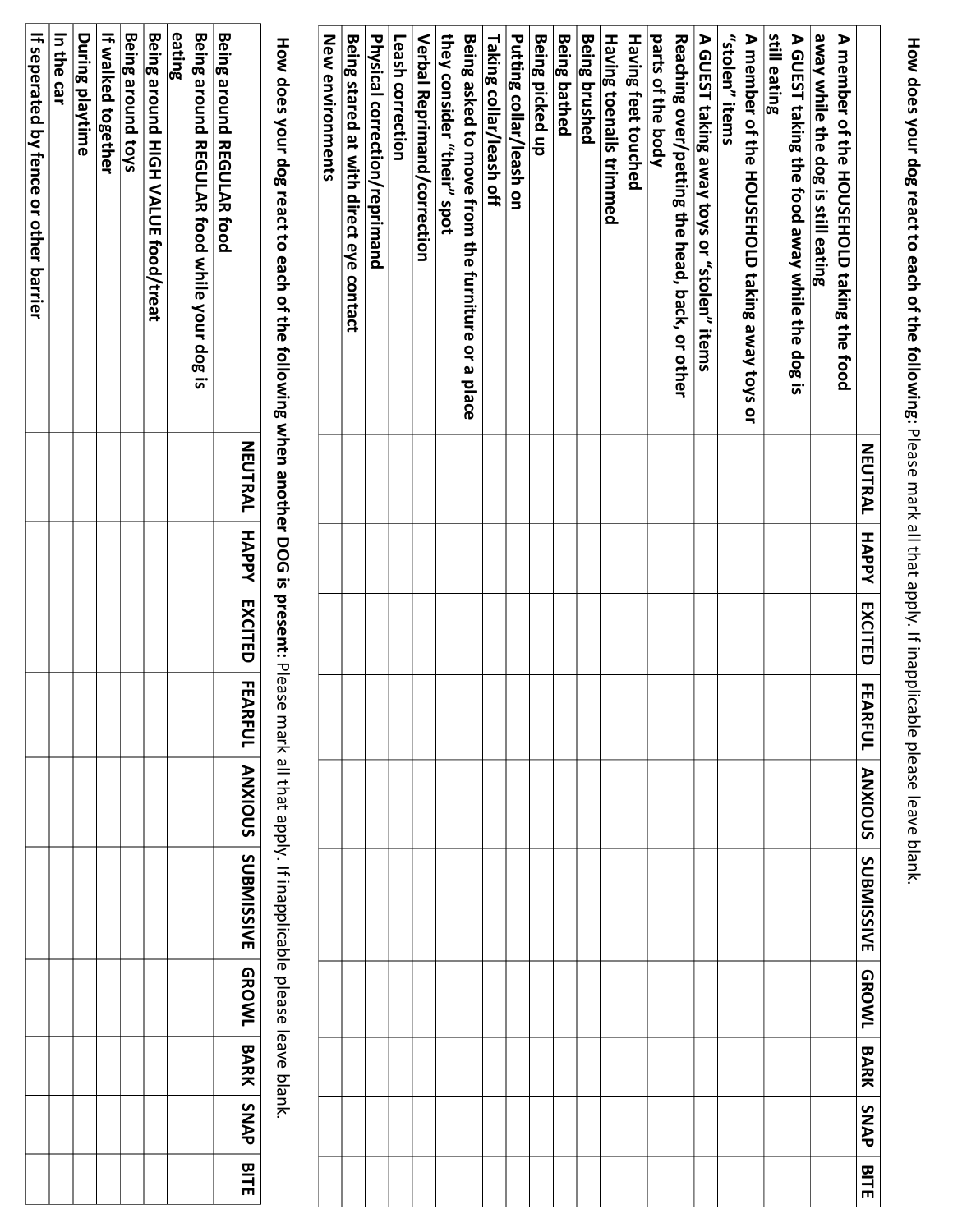**How does your dog react to each of the following:** Please mark all that apply. If inapplicable please leave blank.

| | NEUTRAL | HAPPY | EXCITED | FEARFUL | ANXIOUS | SUBMISSIVE | GROWL | BARK | SNAP | BITE |
|---|---|---|---|---|---|---|---|---|---|---|
| **A member of the HOUSEHOLD taking the food away while the dog is still eating** | | | | | | | | | | |
| **A GUEST taking the food away while the dog is still eating** | | | | | | | | | | |
| **A member of the HOUSEHOLD taking away toys or "stolen" items** | | | | | | | | | | |
| **A GUEST taking away toys or "stolen" items** | | | | | | | | | | |
| **Reaching over/petting the head, back, or other parts of the body** | | | | | | | | | | |
| **Having feet touched** | | | | | | | | | | |
| **Having toenails trimmed** | | | | | | | | | | |
| **Being brushed** | | | | | | | | | | |
| **Being bathed** | | | | | | | | | | |
| **Being picked up** | | | | | | | | | | |
| **Putting collar/leash on** | | | | | | | | | | |
| **Taking collar/leash off** | | | | | | | | | | |
| **Being asked to move from the furniture or a place they consider "their" spot** | | | | | | | | | | |
| **Verbal Reprimand/correction** | | | | | | | | | | |
| **Leash correction** | | | | | | | | | | |
| **Physical correction/reprimand** | | | | | | | | | | |
| **Being stared at with direct eye contact** | | | | | | | | | | |
| **New environments** | | | | | | | | | | |

**How does your dog react to each of the following when another DOG is present:** Please mark all that apply. If inapplicable please leave blank.

| | NEUTRAL | HAPPY | EXCITED | FEARFUL | ANXIOUS | SUBMISSIVE | GROWL | BARK | SNAP | BITE |
|---|---|---|---|---|---|---|---|---|---|---|
| **Being around REGULAR food** | | | | | | | | | | |
| **Being around REGULAR food while your dog is eating** | | | | | | | | | | |
| **Being around HIGH VALUE food/treat** | | | | | | | | | | |
| **Being around toys** | | | | | | | | | | |
| **If walked together** | | | | | | | | | | |
| **During playtime** | | | | | | | | | | |
| **In the car** | | | | | | | | | | |
| **If seperated by fence or other barrier** | | | | | | | | | | |